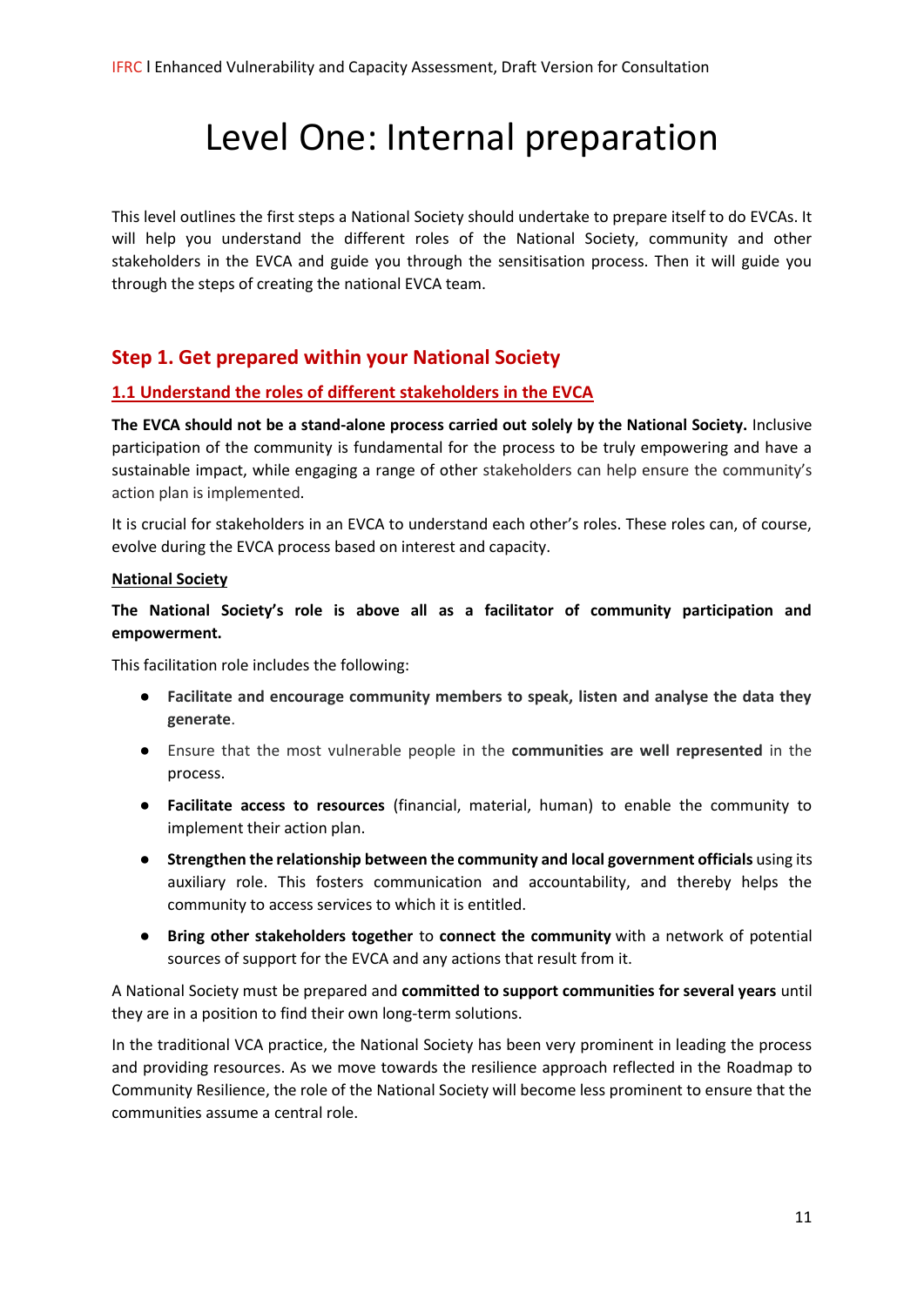# Level One: Internal preparation

This level outlines the first steps a National Society should undertake to prepare itself to do EVCAs. It will help you understand the different roles of the National Society, community and other stakeholders in the EVCA and guide you through the sensitisation process. Then it will guide you through the steps of creating the national EVCA team.

## Step 1. Get prepared within your National Society

### 1.1 Understand the roles of different stakeholders in the EVCA

**The EVCA should not be a stand-alone process carried out solely by the National Society.** Inclusive participation of the community is fundamental for the process to be truly empowering and have a sustainable impact, while engaging a range of other stakeholders can help ensure the community's action plan is implemented.

It is crucial for stakeholders in an EVCA to understand each other's roles. These roles can, of course, evolve during the EVCA process based on interest and capacity.

**National Society**

**The National Society's role is above all as a facilitator of community participation and empowerment.**

This facilitation role includes the following:

- **Facilitate and encourage community members to speak, listen and analyse the data they generate**.
- Ensure that the most vulnerable people in the **communities are well represented** in the process.
- **Facilitate access to resources** (financial, material, human) to enable the community to implement their action plan.
- **Strengthen the relationship between the community and local government officials** using its auxiliary role. This fosters communication and accountability, and thereby helps the community to access services to which it is entitled.
- **Bring other stakeholders together** to **connect the community** with a network of potential sources of support for the EVCA and any actions that result from it.

A National Society must be prepared and **committed to support communities for several years** until they are in a position to find their own long-term solutions.

In the traditional VCA practice, the National Society has been very prominent in leading the process and providing resources. As we move towards the resilience approach reflected in the Roadmap to Community Resilience, the role of the National Society will become less prominent to ensure that the communities assume a central role.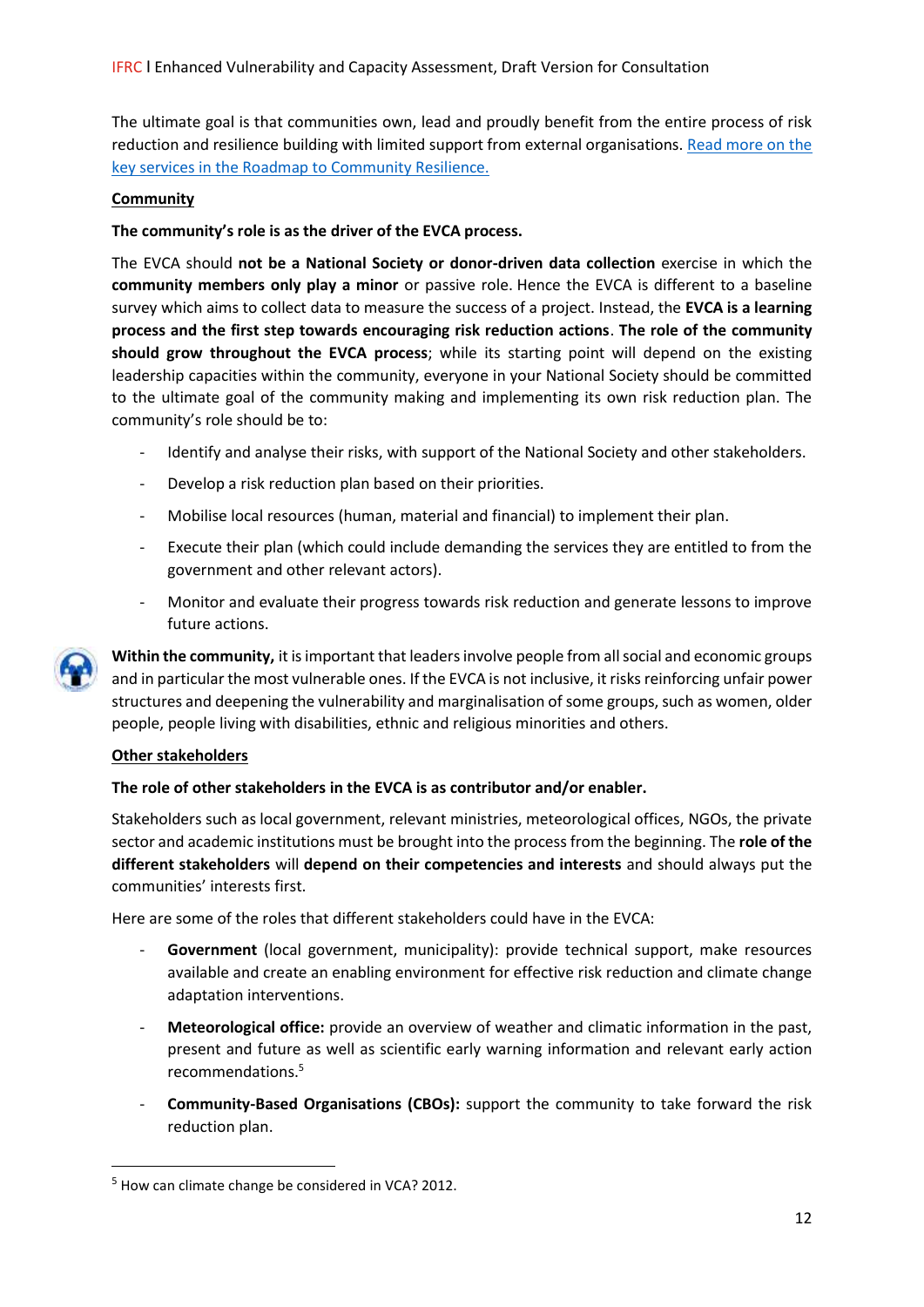The ultimate goal is that communities own, lead and proudly benefit from the entire process of risk reduction and resilience building with limited support from external organisations. [Read more on the key services in the Roadmap to Community Resilience.]()

**Community**

**The community's role is as the driver of the EVCA process.**

The EVCA should **not be a National Society or donor-driven data collection** exercise in which the **community members only play a minor** or passive role. Hence the EVCA is different to a baseline survey which aims to collect data to measure the success of a project. Instead, the **EVCA is a learning process and the first step towards encouraging risk reduction actions**. **The role of the community should grow throughout the EVCA process**; while its starting point will depend on the existing leadership capacities within the community, everyone in your National Society should be committed to the ultimate goal of the community making and implementing its own risk reduction plan. The community's role should be to:

- Identify and analyse their risks, with support of the National Society and other stakeholders.
- Develop a risk reduction plan based on their priorities.
- Mobilise local resources (human, material and financial) to implement their plan.
- Execute their plan (which could include demanding the services they are entitled to from the government and other relevant actors).
- Monitor and evaluate their progress towards risk reduction and generate lessons to improve future actions.

**Within the community,** it is important that leaders involve people from all social and economic groups and in particular the most vulnerable ones. If the EVCA is not inclusive, it risks reinforcing unfair power structures and deepening the vulnerability and marginalisation of some groups, such as women, older people, people living with disabilities, ethnic and religious minorities and others.

**Other stakeholders**

**The role of other stakeholders in the EVCA is as contributor and/or enabler.**

Stakeholders such as local government, relevant ministries, meteorological offices, NGOs, the private sector and academic institutions must be brought into the process from the beginning. The **role of the different stakeholders** will **depend on their competencies and interests** and should always put the communities' interests first.

Here are some of the roles that different stakeholders could have in the EVCA:

- **Government** (local government, municipality): provide technical support, make resources available and create an enabling environment for effective risk reduction and climate change adaptation interventions.
- **Meteorological office:** provide an overview of weather and climatic information in the past, present and future as well as scientific early warning information and relevant early action recommendations.[5]
- **Community-Based Organisations (CBOs):** support the community to take forward the risk reduction plan.

[5] How can climate change be considered in VCA? 2012.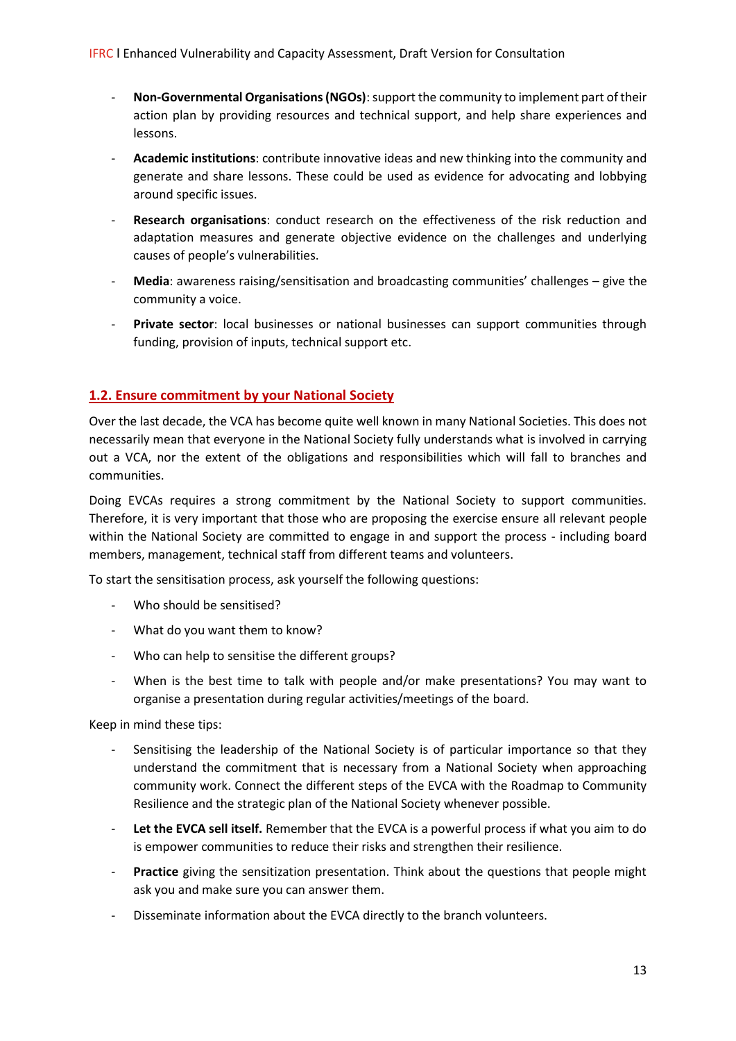- **Non-Governmental Organisations (NGOs)**: support the community to implement part of their action plan by providing resources and technical support, and help share experiences and lessons.
- **Academic institutions**: contribute innovative ideas and new thinking into the community and generate and share lessons. These could be used as evidence for advocating and lobbying around specific issues.
- **Research organisations**: conduct research on the effectiveness of the risk reduction and adaptation measures and generate objective evidence on the challenges and underlying causes of people's vulnerabilities.
- **Media**: awareness raising/sensitisation and broadcasting communities' challenges – give the community a voice.
- **Private sector**: local businesses or national businesses can support communities through funding, provision of inputs, technical support etc.

## 1.2. Ensure commitment by your National Society

Over the last decade, the VCA has become quite well known in many National Societies. This does not necessarily mean that everyone in the National Society fully understands what is involved in carrying out a VCA, nor the extent of the obligations and responsibilities which will fall to branches and communities.

Doing EVCAs requires a strong commitment by the National Society to support communities. Therefore, it is very important that those who are proposing the exercise ensure all relevant people within the National Society are committed to engage in and support the process - including board members, management, technical staff from different teams and volunteers.

To start the sensitisation process, ask yourself the following questions:

- Who should be sensitised?
- What do you want them to know?
- Who can help to sensitise the different groups?
- When is the best time to talk with people and/or make presentations? You may want to organise a presentation during regular activities/meetings of the board.

Keep in mind these tips:

- Sensitising the leadership of the National Society is of particular importance so that they understand the commitment that is necessary from a National Society when approaching community work. Connect the different steps of the EVCA with the Roadmap to Community Resilience and the strategic plan of the National Society whenever possible.
- **Let the EVCA sell itself.** Remember that the EVCA is a powerful process if what you aim to do is empower communities to reduce their risks and strengthen their resilience.
- **Practice** giving the sensitization presentation. Think about the questions that people might ask you and make sure you can answer them.
- Disseminate information about the EVCA directly to the branch volunteers.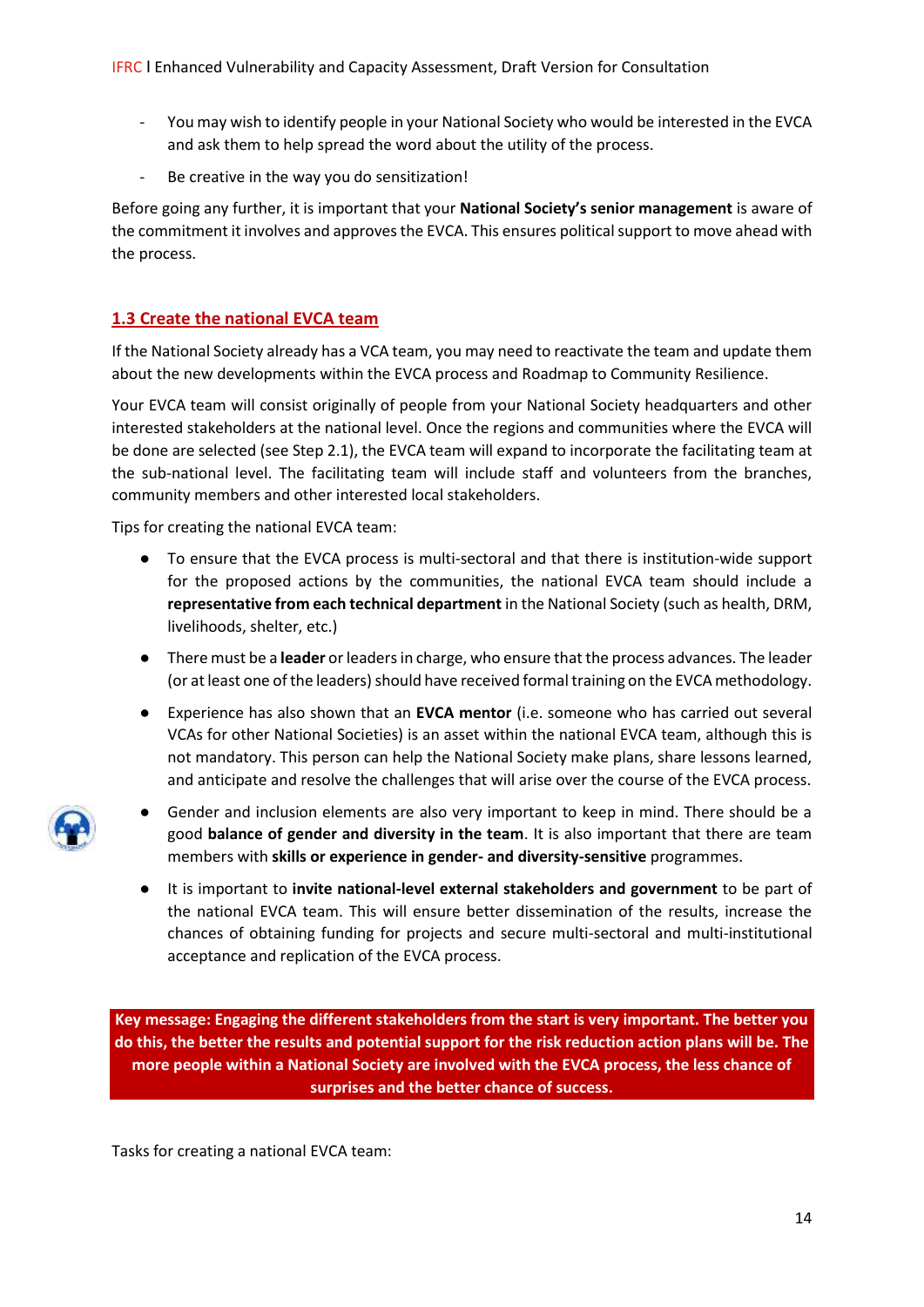- You may wish to identify people in your National Society who would be interested in the EVCA and ask them to help spread the word about the utility of the process.
- Be creative in the way you do sensitization!

Before going any further, it is important that your **National Society's senior management** is aware of the commitment it involves and approves the EVCA. This ensures political support to move ahead with the process.

## 1.3 Create the national EVCA team

If the National Society already has a VCA team, you may need to reactivate the team and update them about the new developments within the EVCA process and Roadmap to Community Resilience.

Your EVCA team will consist originally of people from your National Society headquarters and other interested stakeholders at the national level. Once the regions and communities where the EVCA will be done are selected (see Step 2.1), the EVCA team will expand to incorporate the facilitating team at the sub-national level. The facilitating team will include staff and volunteers from the branches, community members and other interested local stakeholders.

Tips for creating the national EVCA team:

- To ensure that the EVCA process is multi-sectoral and that there is institution-wide support for the proposed actions by the communities, the national EVCA team should include a **representative from each technical department** in the National Society (such as health, DRM, livelihoods, shelter, etc.)
- There must be a **leader** or leaders in charge, who ensure that the process advances. The leader (or at least one of the leaders) should have received formal training on the EVCA methodology.
- Experience has also shown that an **EVCA mentor** (i.e. someone who has carried out several VCAs for other National Societies) is an asset within the national EVCA team, although this is not mandatory. This person can help the National Society make plans, share lessons learned, and anticipate and resolve the challenges that will arise over the course of the EVCA process.
- Gender and inclusion elements are also very important to keep in mind. There should be a good **balance of gender and diversity in the team**. It is also important that there are team members with **skills or experience in gender- and diversity-sensitive** programmes.
- It is important to **invite national-level external stakeholders and government** to be part of the national EVCA team. This will ensure better dissemination of the results, increase the chances of obtaining funding for projects and secure multi-sectoral and multi-institutional acceptance and replication of the EVCA process.

**Key message: Engaging the different stakeholders from the start is very important. The better you do this, the better the results and potential support for the risk reduction action plans will be. The more people within a National Society are involved with the EVCA process, the less chance of surprises and the better chance of success.**

Tasks for creating a national EVCA team: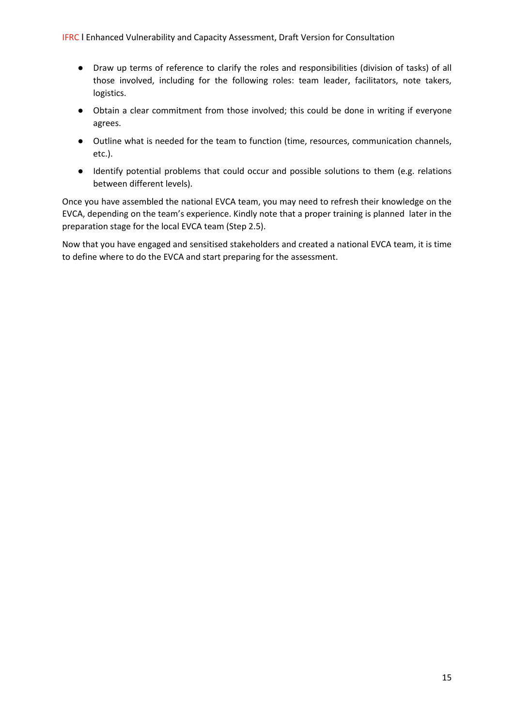- Draw up terms of reference to clarify the roles and responsibilities (division of tasks) of all those involved, including for the following roles: team leader, facilitators, note takers, logistics.
- Obtain a clear commitment from those involved; this could be done in writing if everyone agrees.
- Outline what is needed for the team to function (time, resources, communication channels, etc.).
- Identify potential problems that could occur and possible solutions to them (e.g. relations between different levels).

Once you have assembled the national EVCA team, you may need to refresh their knowledge on the EVCA, depending on the team's experience. Kindly note that a proper training is planned later in the preparation stage for the local EVCA team (Step 2.5).

Now that you have engaged and sensitised stakeholders and created a national EVCA team, it is time to define where to do the EVCA and start preparing for the assessment.